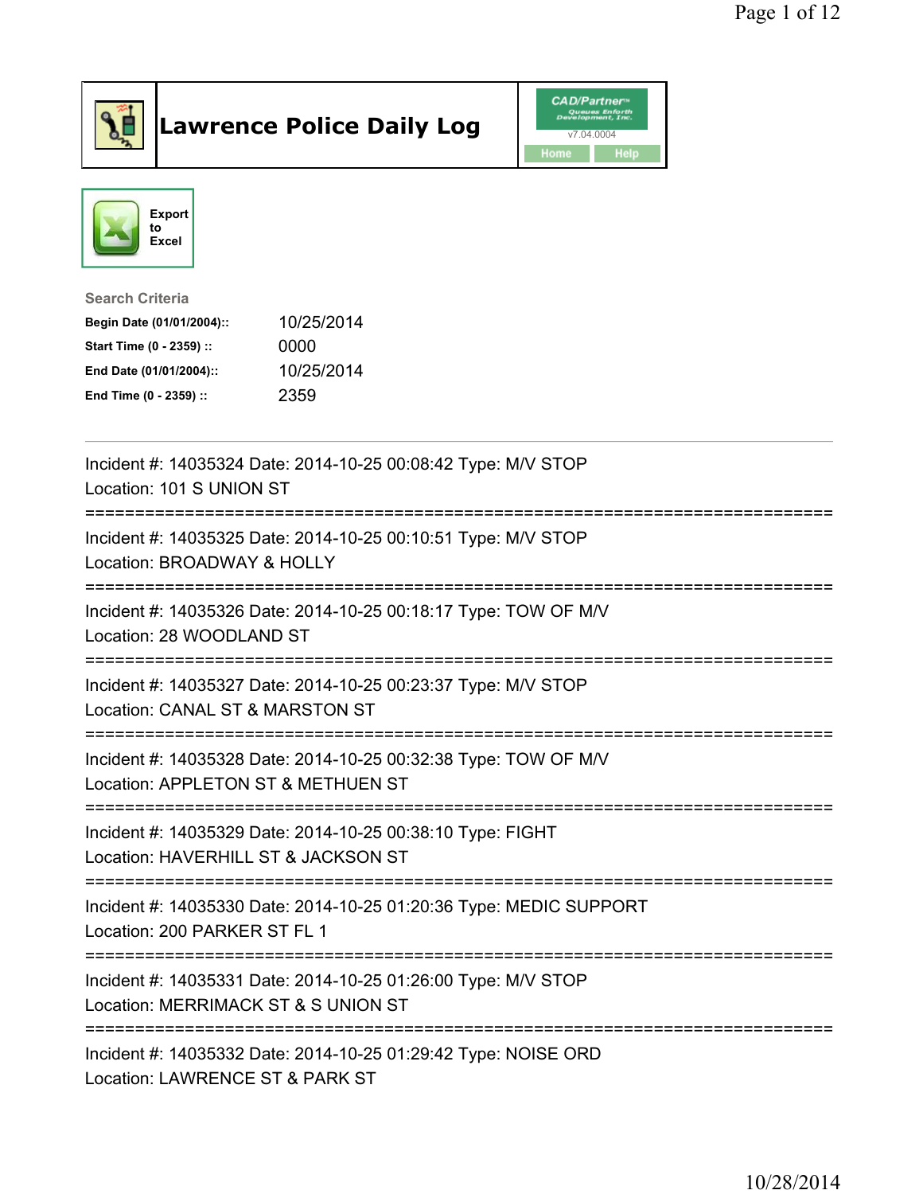# Lawrence Police Daily Log

Export to Excel

**Search Criteria**

| | |
|---|---|
| **Begin Date (01/01/2004)::** | 10/25/2014 |
| **Start Time (0 - 2359) ::** | 0000 |
| **End Date (01/01/2004)::** | 10/25/2014 |
| **End Time (0 - 2359) ::** | 2359 |

---

Incident #: 14035324 Date: 2014-10-25 00:08:42 Type: M/V STOP
Location: 101 S UNION ST

===========================================================================

Incident #: 14035325 Date: 2014-10-25 00:10:51 Type: M/V STOP
Location: BROADWAY & HOLLY

===========================================================================

Incident #: 14035326 Date: 2014-10-25 00:18:17 Type: TOW OF M/V
Location: 28 WOODLAND ST

===========================================================================

Incident #: 14035327 Date: 2014-10-25 00:23:37 Type: M/V STOP
Location: CANAL ST & MARSTON ST

===========================================================================

Incident #: 14035328 Date: 2014-10-25 00:32:38 Type: TOW OF M/V
Location: APPLETON ST & METHUEN ST

===========================================================================

Incident #: 14035329 Date: 2014-10-25 00:38:10 Type: FIGHT
Location: HAVERHILL ST & JACKSON ST

===========================================================================

Incident #: 14035330 Date: 2014-10-25 01:20:36 Type: MEDIC SUPPORT
Location: 200 PARKER ST FL 1

===========================================================================

Incident #: 14035331 Date: 2014-10-25 01:26:00 Type: M/V STOP
Location: MERRIMACK ST & S UNION ST

===========================================================================

Incident #: 14035332 Date: 2014-10-25 01:29:42 Type: NOISE ORD
Location: LAWRENCE ST & PARK ST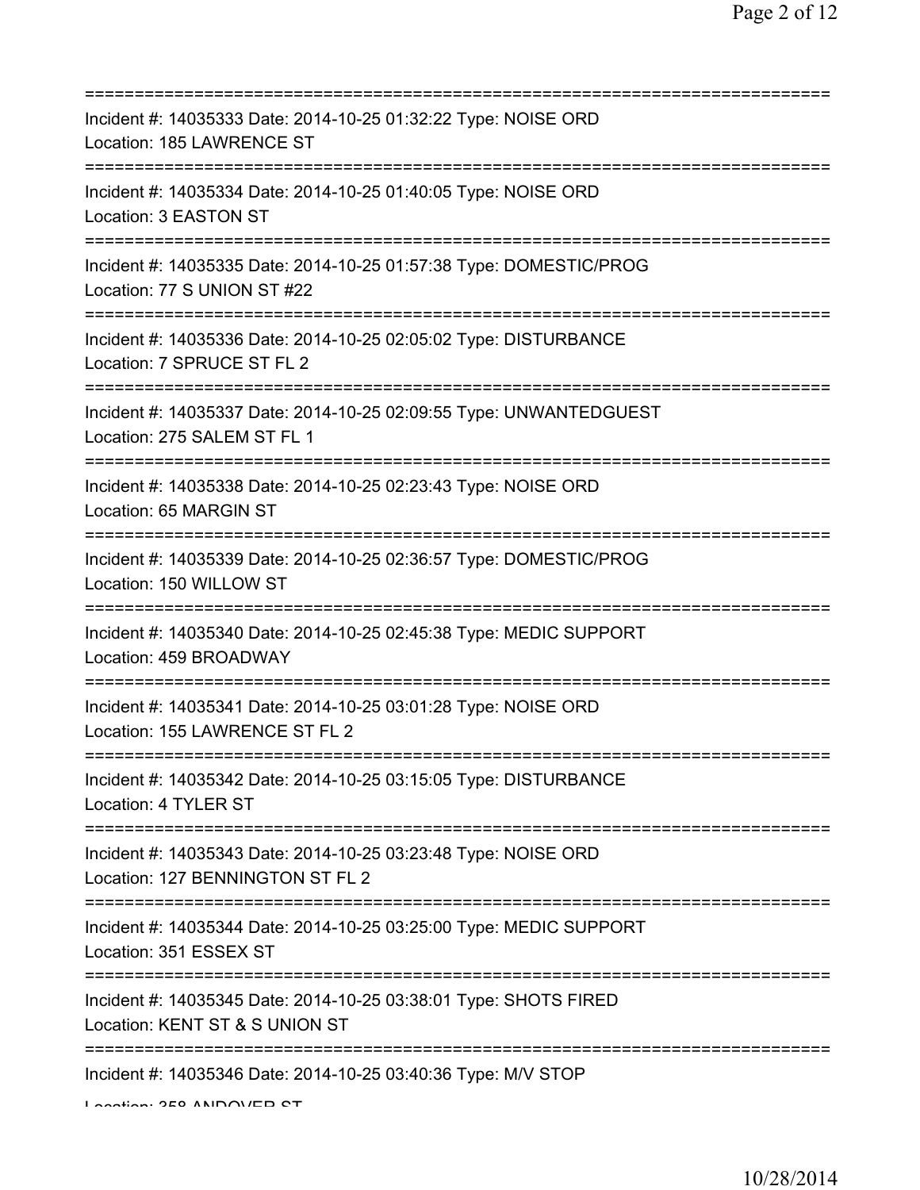==============================================================================
Incident #: 14035333 Date: 2014-10-25 01:32:22 Type: NOISE ORD
Location: 185 LAWRENCE ST
==============================================================================
Incident #: 14035334 Date: 2014-10-25 01:40:05 Type: NOISE ORD
Location: 3 EASTON ST
==============================================================================
Incident #: 14035335 Date: 2014-10-25 01:57:38 Type: DOMESTIC/PROG
Location: 77 S UNION ST #22
==============================================================================
Incident #: 14035336 Date: 2014-10-25 02:05:02 Type: DISTURBANCE
Location: 7 SPRUCE ST FL 2
==============================================================================
Incident #: 14035337 Date: 2014-10-25 02:09:55 Type: UNWANTEDGUEST
Location: 275 SALEM ST FL 1
==============================================================================
Incident #: 14035338 Date: 2014-10-25 02:23:43 Type: NOISE ORD
Location: 65 MARGIN ST
==============================================================================
Incident #: 14035339 Date: 2014-10-25 02:36:57 Type: DOMESTIC/PROG
Location: 150 WILLOW ST
==============================================================================
Incident #: 14035340 Date: 2014-10-25 02:45:38 Type: MEDIC SUPPORT
Location: 459 BROADWAY
==============================================================================
Incident #: 14035341 Date: 2014-10-25 03:01:28 Type: NOISE ORD
Location: 155 LAWRENCE ST FL 2
==============================================================================
Incident #: 14035342 Date: 2014-10-25 03:15:05 Type: DISTURBANCE
Location: 4 TYLER ST
==============================================================================
Incident #: 14035343 Date: 2014-10-25 03:23:48 Type: NOISE ORD
Location: 127 BENNINGTON ST FL 2
==============================================================================
Incident #: 14035344 Date: 2014-10-25 03:25:00 Type: MEDIC SUPPORT
Location: 351 ESSEX ST
==============================================================================
Incident #: 14035345 Date: 2014-10-25 03:38:01 Type: SHOTS FIRED
Location: KENT ST & S UNION ST
==============================================================================
Incident #: 14035346 Date: 2014-10-25 03:40:36 Type: M/V STOP
Location: 358 ANDOVER ST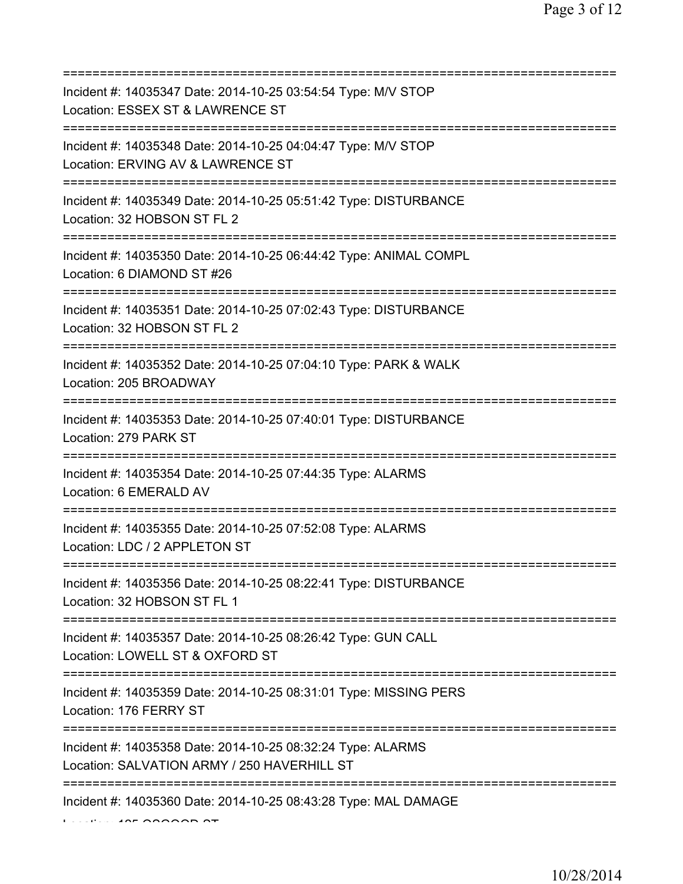===========================================================================
Incident #: 14035347 Date: 2014-10-25 03:54:54 Type: M/V STOP
Location: ESSEX ST & LAWRENCE ST
===========================================================================
Incident #: 14035348 Date: 2014-10-25 04:04:47 Type: M/V STOP
Location: ERVING AV & LAWRENCE ST
===========================================================================
Incident #: 14035349 Date: 2014-10-25 05:51:42 Type: DISTURBANCE
Location: 32 HOBSON ST FL 2
===========================================================================
Incident #: 14035350 Date: 2014-10-25 06:44:42 Type: ANIMAL COMPL
Location: 6 DIAMOND ST #26
===========================================================================
Incident #: 14035351 Date: 2014-10-25 07:02:43 Type: DISTURBANCE
Location: 32 HOBSON ST FL 2
===========================================================================
Incident #: 14035352 Date: 2014-10-25 07:04:10 Type: PARK & WALK
Location: 205 BROADWAY
===========================================================================
Incident #: 14035353 Date: 2014-10-25 07:40:01 Type: DISTURBANCE
Location: 279 PARK ST
===========================================================================
Incident #: 14035354 Date: 2014-10-25 07:44:35 Type: ALARMS
Location: 6 EMERALD AV
===========================================================================
Incident #: 14035355 Date: 2014-10-25 07:52:08 Type: ALARMS
Location: LDC / 2 APPLETON ST
===========================================================================
Incident #: 14035356 Date: 2014-10-25 08:22:41 Type: DISTURBANCE
Location: 32 HOBSON ST FL 1
===========================================================================
Incident #: 14035357 Date: 2014-10-25 08:26:42 Type: GUN CALL
Location: LOWELL ST & OXFORD ST
===========================================================================
Incident #: 14035359 Date: 2014-10-25 08:31:01 Type: MISSING PERS
Location: 176 FERRY ST
===========================================================================
Incident #: 14035358 Date: 2014-10-25 08:32:24 Type: ALARMS
Location: SALVATION ARMY / 250 HAVERHILL ST
===========================================================================
Incident #: 14035360 Date: 2014-10-25 08:43:28 Type: MAL DAMAGE
Location: 185 OSGOOD ST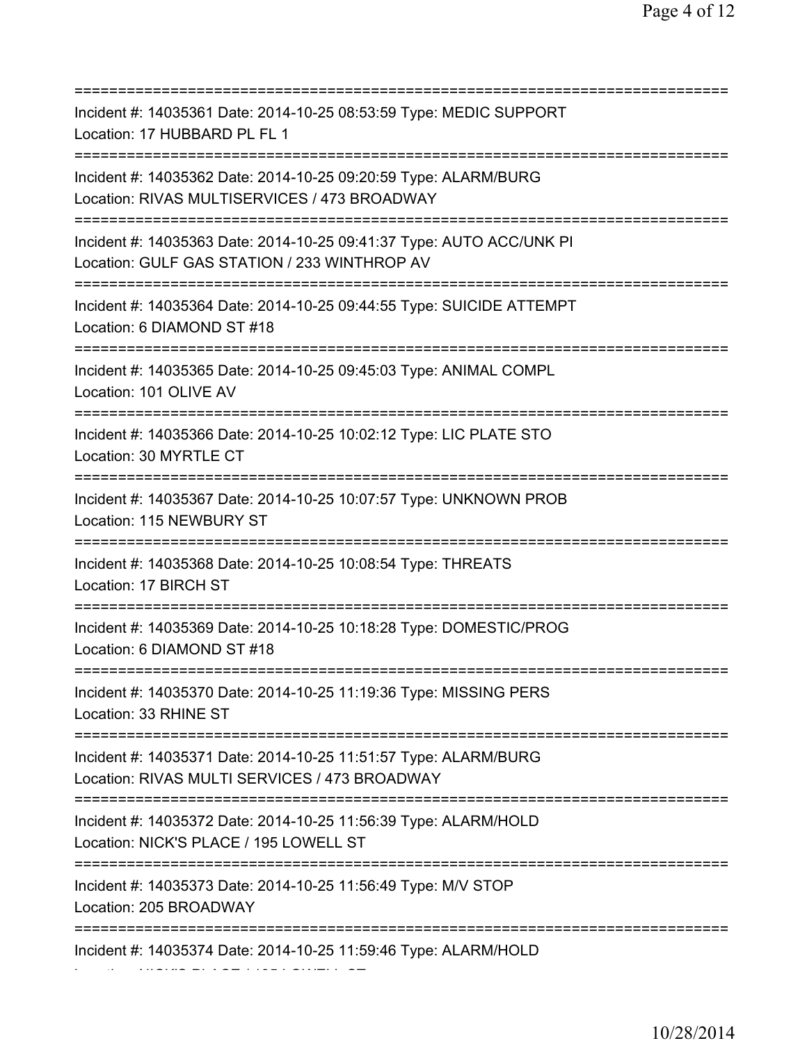===========================================================================

Incident #: 14035361 Date: 2014-10-25 08:53:59 Type: MEDIC SUPPORT
Location: 17 HUBBARD PL FL 1

===========================================================================

Incident #: 14035362 Date: 2014-10-25 09:20:59 Type: ALARM/BURG
Location: RIVAS MULTISERVICES / 473 BROADWAY

===========================================================================

Incident #: 14035363 Date: 2014-10-25 09:41:37 Type: AUTO ACC/UNK PI
Location: GULF GAS STATION / 233 WINTHROP AV

===========================================================================

Incident #: 14035364 Date: 2014-10-25 09:44:55 Type: SUICIDE ATTEMPT
Location: 6 DIAMOND ST #18

===========================================================================

Incident #: 14035365 Date: 2014-10-25 09:45:03 Type: ANIMAL COMPL
Location: 101 OLIVE AV

===========================================================================

Incident #: 14035366 Date: 2014-10-25 10:02:12 Type: LIC PLATE STO
Location: 30 MYRTLE CT

===========================================================================

Incident #: 14035367 Date: 2014-10-25 10:07:57 Type: UNKNOWN PROB
Location: 115 NEWBURY ST

===========================================================================

Incident #: 14035368 Date: 2014-10-25 10:08:54 Type: THREATS
Location: 17 BIRCH ST

===========================================================================

Incident #: 14035369 Date: 2014-10-25 10:18:28 Type: DOMESTIC/PROG
Location: 6 DIAMOND ST #18

===========================================================================

Incident #: 14035370 Date: 2014-10-25 11:19:36 Type: MISSING PERS
Location: 33 RHINE ST

===========================================================================

Incident #: 14035371 Date: 2014-10-25 11:51:57 Type: ALARM/BURG
Location: RIVAS MULTI SERVICES / 473 BROADWAY

===========================================================================

Incident #: 14035372 Date: 2014-10-25 11:56:39 Type: ALARM/HOLD
Location: NICK'S PLACE / 195 LOWELL ST

===========================================================================

Incident #: 14035373 Date: 2014-10-25 11:56:49 Type: M/V STOP
Location: 205 BROADWAY

===========================================================================

Incident #: 14035374 Date: 2014-10-25 11:59:46 Type: ALARM/HOLD
Location: NICK'S PLACE / 195 LOWELL ST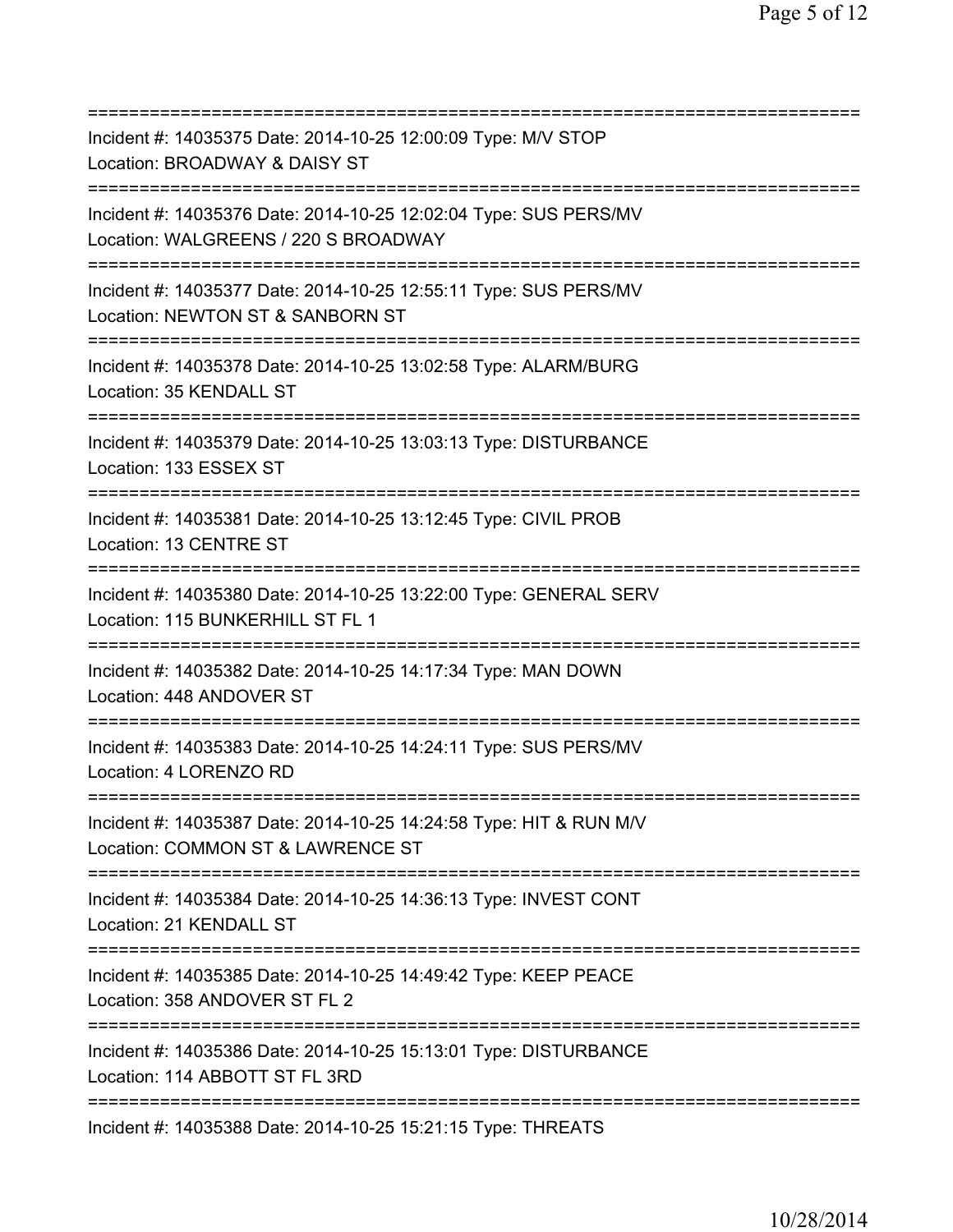===========================================================================
Incident #: 14035375 Date: 2014-10-25 12:00:09 Type: M/V STOP
Location: BROADWAY & DAISY ST
===========================================================================
Incident #: 14035376 Date: 2014-10-25 12:02:04 Type: SUS PERS/MV
Location: WALGREENS / 220 S BROADWAY
===========================================================================
Incident #: 14035377 Date: 2014-10-25 12:55:11 Type: SUS PERS/MV
Location: NEWTON ST & SANBORN ST
===========================================================================
Incident #: 14035378 Date: 2014-10-25 13:02:58 Type: ALARM/BURG
Location: 35 KENDALL ST
===========================================================================
Incident #: 14035379 Date: 2014-10-25 13:03:13 Type: DISTURBANCE
Location: 133 ESSEX ST
===========================================================================
Incident #: 14035381 Date: 2014-10-25 13:12:45 Type: CIVIL PROB
Location: 13 CENTRE ST
===========================================================================
Incident #: 14035380 Date: 2014-10-25 13:22:00 Type: GENERAL SERV
Location: 115 BUNKERHILL ST FL 1
===========================================================================
Incident #: 14035382 Date: 2014-10-25 14:17:34 Type: MAN DOWN
Location: 448 ANDOVER ST
===========================================================================
Incident #: 14035383 Date: 2014-10-25 14:24:11 Type: SUS PERS/MV
Location: 4 LORENZO RD
===========================================================================
Incident #: 14035387 Date: 2014-10-25 14:24:58 Type: HIT & RUN M/V
Location: COMMON ST & LAWRENCE ST
===========================================================================
Incident #: 14035384 Date: 2014-10-25 14:36:13 Type: INVEST CONT
Location: 21 KENDALL ST
===========================================================================
Incident #: 14035385 Date: 2014-10-25 14:49:42 Type: KEEP PEACE
Location: 358 ANDOVER ST FL 2
===========================================================================
Incident #: 14035386 Date: 2014-10-25 15:13:01 Type: DISTURBANCE
Location: 114 ABBOTT ST FL 3RD
===========================================================================
Incident #: 14035388 Date: 2014-10-25 15:21:15 Type: THREATS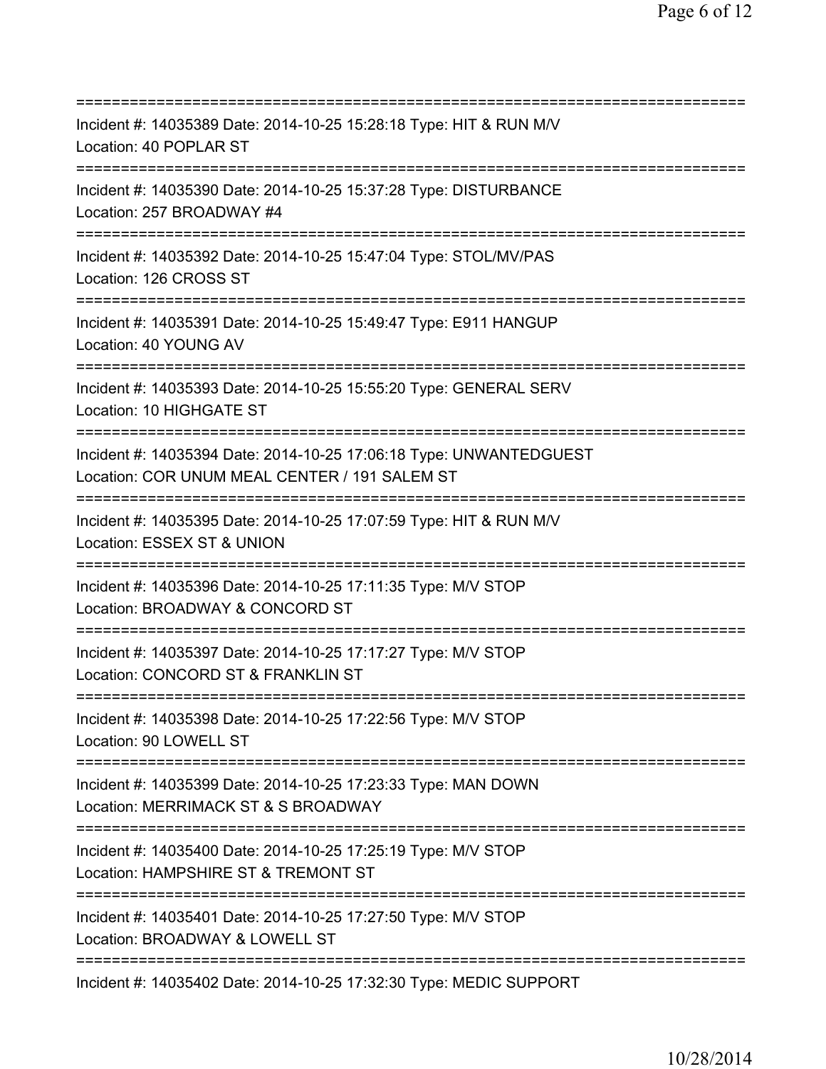===========================================================================
Incident #: 14035389 Date: 2014-10-25 15:28:18 Type: HIT & RUN M/V
Location: 40 POPLAR ST
===========================================================================
Incident #: 14035390 Date: 2014-10-25 15:37:28 Type: DISTURBANCE
Location: 257 BROADWAY #4
===========================================================================
Incident #: 14035392 Date: 2014-10-25 15:47:04 Type: STOL/MV/PAS
Location: 126 CROSS ST
===========================================================================
Incident #: 14035391 Date: 2014-10-25 15:49:47 Type: E911 HANGUP
Location: 40 YOUNG AV
===========================================================================
Incident #: 14035393 Date: 2014-10-25 15:55:20 Type: GENERAL SERV
Location: 10 HIGHGATE ST
===========================================================================
Incident #: 14035394 Date: 2014-10-25 17:06:18 Type: UNWANTEDGUEST
Location: COR UNUM MEAL CENTER / 191 SALEM ST
===========================================================================
Incident #: 14035395 Date: 2014-10-25 17:07:59 Type: HIT & RUN M/V
Location: ESSEX ST & UNION
===========================================================================
Incident #: 14035396 Date: 2014-10-25 17:11:35 Type: M/V STOP
Location: BROADWAY & CONCORD ST
===========================================================================
Incident #: 14035397 Date: 2014-10-25 17:17:27 Type: M/V STOP
Location: CONCORD ST & FRANKLIN ST
===========================================================================
Incident #: 14035398 Date: 2014-10-25 17:22:56 Type: M/V STOP
Location: 90 LOWELL ST
===========================================================================
Incident #: 14035399 Date: 2014-10-25 17:23:33 Type: MAN DOWN
Location: MERRIMACK ST & S BROADWAY
===========================================================================
Incident #: 14035400 Date: 2014-10-25 17:25:19 Type: M/V STOP
Location: HAMPSHIRE ST & TREMONT ST
===========================================================================
Incident #: 14035401 Date: 2014-10-25 17:27:50 Type: M/V STOP
Location: BROADWAY & LOWELL ST
===========================================================================
Incident #: 14035402 Date: 2014-10-25 17:32:30 Type: MEDIC SUPPORT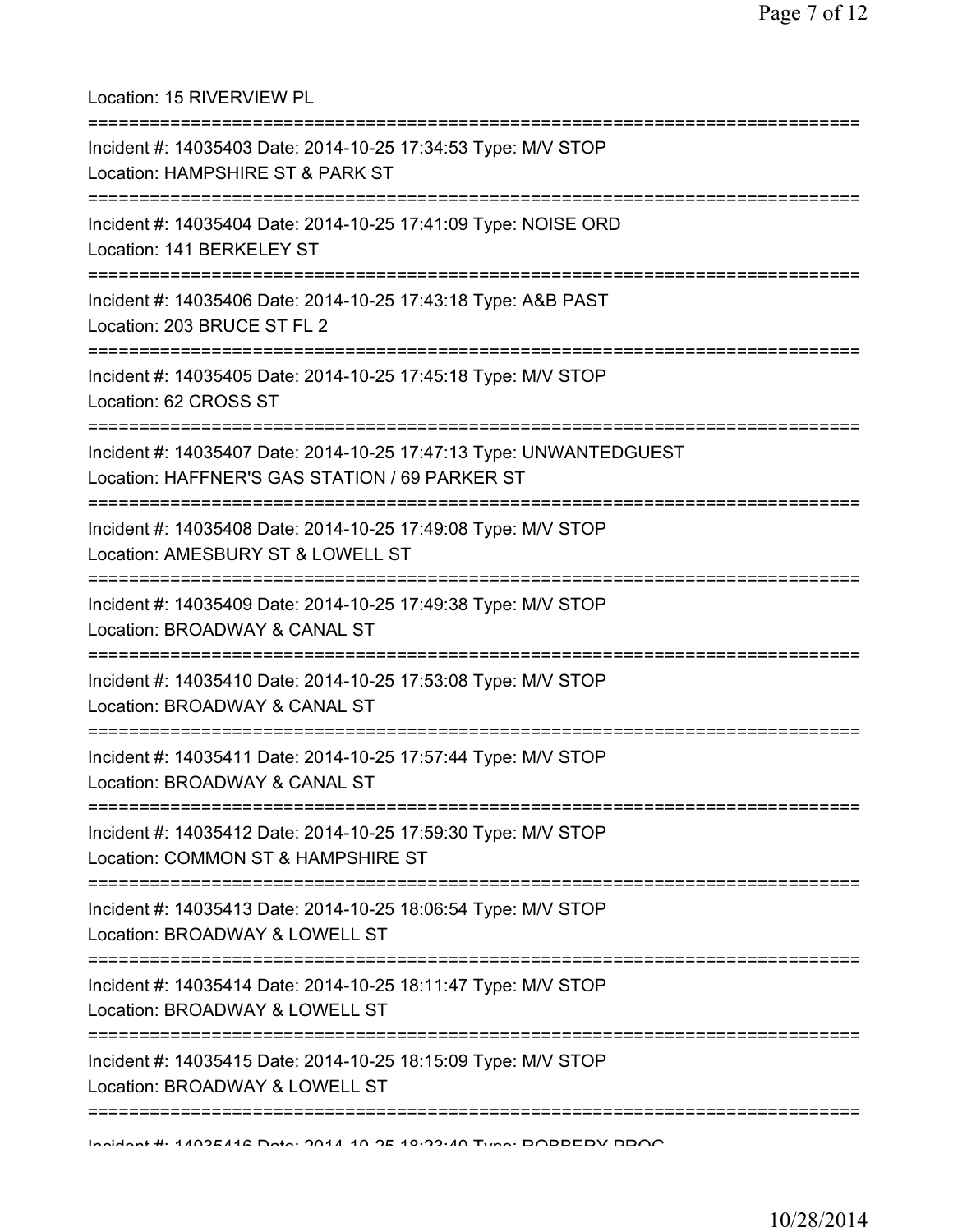Location: 15 RIVERVIEW PL

===========================================================================

Incident #: 14035403 Date: 2014-10-25 17:34:53 Type: M/V STOP

Location: HAMPSHIRE ST & PARK ST

===========================================================================

Incident #: 14035404 Date: 2014-10-25 17:41:09 Type: NOISE ORD

Location: 141 BERKELEY ST

===========================================================================

Incident #: 14035406 Date: 2014-10-25 17:43:18 Type: A&B PAST

Location: 203 BRUCE ST FL 2

===========================================================================

Incident #: 14035405 Date: 2014-10-25 17:45:18 Type: M/V STOP

Location: 62 CROSS ST

===========================================================================

Incident #: 14035407 Date: 2014-10-25 17:47:13 Type: UNWANTEDGUEST

Location: HAFFNER'S GAS STATION / 69 PARKER ST

===========================================================================

Incident #: 14035408 Date: 2014-10-25 17:49:08 Type: M/V STOP

Location: AMESBURY ST & LOWELL ST

===========================================================================

Incident #: 14035409 Date: 2014-10-25 17:49:38 Type: M/V STOP

Location: BROADWAY & CANAL ST

===========================================================================

Incident #: 14035410 Date: 2014-10-25 17:53:08 Type: M/V STOP

Location: BROADWAY & CANAL ST

===========================================================================

Incident #: 14035411 Date: 2014-10-25 17:57:44 Type: M/V STOP

Location: BROADWAY & CANAL ST

===========================================================================

Incident #: 14035412 Date: 2014-10-25 17:59:30 Type: M/V STOP

Location: COMMON ST & HAMPSHIRE ST

===========================================================================

Incident #: 14035413 Date: 2014-10-25 18:06:54 Type: M/V STOP

Location: BROADWAY & LOWELL ST

===========================================================================

Incident #: 14035414 Date: 2014-10-25 18:11:47 Type: M/V STOP

Location: BROADWAY & LOWELL ST

===========================================================================

Incident #: 14035415 Date: 2014-10-25 18:15:09 Type: M/V STOP

Location: BROADWAY & LOWELL ST

===========================================================================

Incident #: 14035416 Date: 2014-10-25 18:23:40 Type: ROBBERY PROG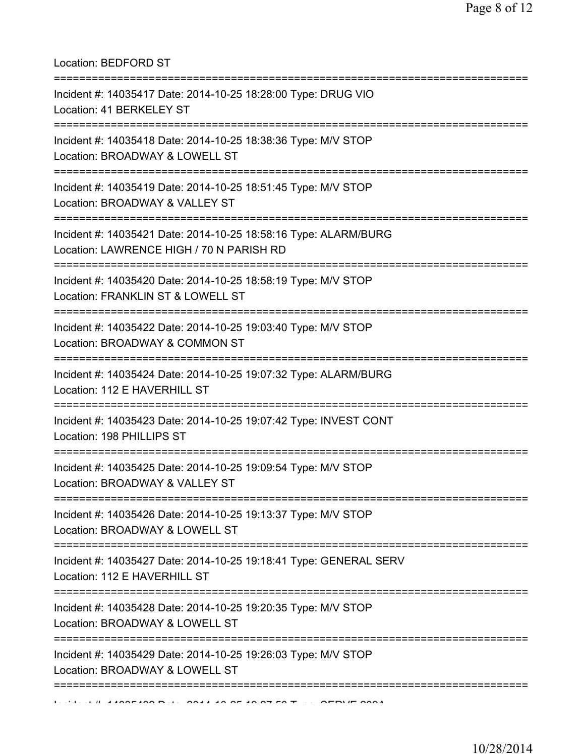Location: BEDFORD ST

===========================================================================

Incident #: 14035417 Date: 2014-10-25 18:28:00 Type: DRUG VIO
Location: 41 BERKELEY ST

===========================================================================

Incident #: 14035418 Date: 2014-10-25 18:38:36 Type: M/V STOP
Location: BROADWAY & LOWELL ST

===========================================================================

Incident #: 14035419 Date: 2014-10-25 18:51:45 Type: M/V STOP
Location: BROADWAY & VALLEY ST

===========================================================================

Incident #: 14035421 Date: 2014-10-25 18:58:16 Type: ALARM/BURG
Location: LAWRENCE HIGH / 70 N PARISH RD

===========================================================================

Incident #: 14035420 Date: 2014-10-25 18:58:19 Type: M/V STOP
Location: FRANKLIN ST & LOWELL ST

===========================================================================

Incident #: 14035422 Date: 2014-10-25 19:03:40 Type: M/V STOP
Location: BROADWAY & COMMON ST

===========================================================================

Incident #: 14035424 Date: 2014-10-25 19:07:32 Type: ALARM/BURG
Location: 112 E HAVERHILL ST

===========================================================================

Incident #: 14035423 Date: 2014-10-25 19:07:42 Type: INVEST CONT
Location: 198 PHILLIPS ST

===========================================================================

Incident #: 14035425 Date: 2014-10-25 19:09:54 Type: M/V STOP
Location: BROADWAY & VALLEY ST

===========================================================================

Incident #: 14035426 Date: 2014-10-25 19:13:37 Type: M/V STOP
Location: BROADWAY & LOWELL ST

===========================================================================

Incident #: 14035427 Date: 2014-10-25 19:18:41 Type: GENERAL SERV
Location: 112 E HAVERHILL ST

===========================================================================

Incident #: 14035428 Date: 2014-10-25 19:20:35 Type: M/V STOP
Location: BROADWAY & LOWELL ST

===========================================================================

Incident #: 14035429 Date: 2014-10-25 19:26:03 Type: M/V STOP
Location: BROADWAY & LOWELL ST

===========================================================================

Incident #: 14035430 Date: 2014-10-25 19:27:50 Type: SERVE 209A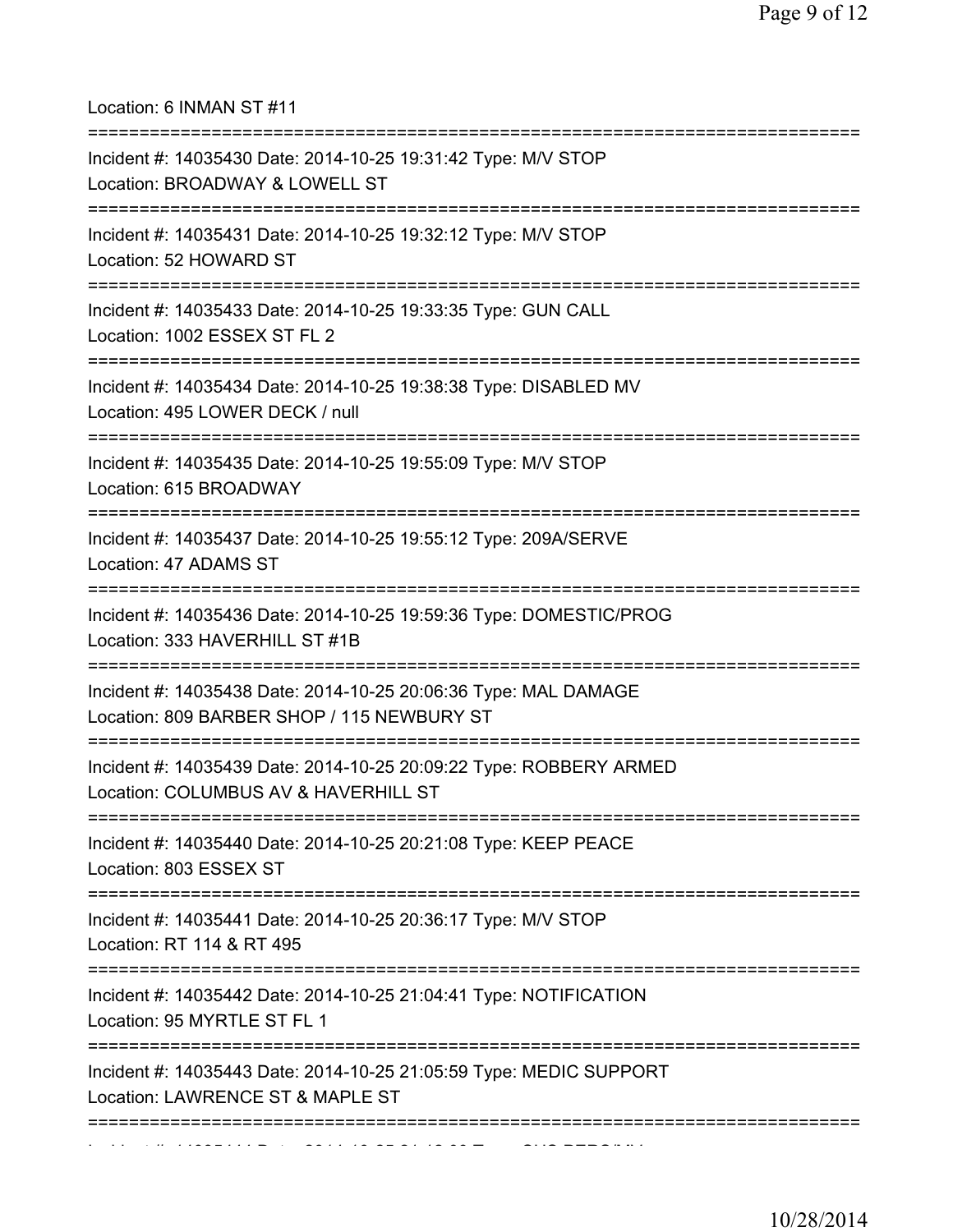Location: 6 INMAN ST #11

===========================================================================

Incident #: 14035430 Date: 2014-10-25 19:31:42 Type: M/V STOP
Location: BROADWAY & LOWELL ST

===========================================================================

Incident #: 14035431 Date: 2014-10-25 19:32:12 Type: M/V STOP
Location: 52 HOWARD ST

===========================================================================

Incident #: 14035433 Date: 2014-10-25 19:33:35 Type: GUN CALL
Location: 1002 ESSEX ST FL 2

===========================================================================

Incident #: 14035434 Date: 2014-10-25 19:38:38 Type: DISABLED MV
Location: 495 LOWER DECK / null

===========================================================================

Incident #: 14035435 Date: 2014-10-25 19:55:09 Type: M/V STOP
Location: 615 BROADWAY

===========================================================================

Incident #: 14035437 Date: 2014-10-25 19:55:12 Type: 209A/SERVE
Location: 47 ADAMS ST

===========================================================================

Incident #: 14035436 Date: 2014-10-25 19:59:36 Type: DOMESTIC/PROG
Location: 333 HAVERHILL ST #1B

===========================================================================

Incident #: 14035438 Date: 2014-10-25 20:06:36 Type: MAL DAMAGE
Location: 809 BARBER SHOP / 115 NEWBURY ST

===========================================================================

Incident #: 14035439 Date: 2014-10-25 20:09:22 Type: ROBBERY ARMED
Location: COLUMBUS AV & HAVERHILL ST

===========================================================================

Incident #: 14035440 Date: 2014-10-25 20:21:08 Type: KEEP PEACE
Location: 803 ESSEX ST

===========================================================================

Incident #: 14035441 Date: 2014-10-25 20:36:17 Type: M/V STOP
Location: RT 114 & RT 495

===========================================================================

Incident #: 14035442 Date: 2014-10-25 21:04:41 Type: NOTIFICATION
Location: 95 MYRTLE ST FL 1

===========================================================================

Incident #: 14035443 Date: 2014-10-25 21:05:59 Type: MEDIC SUPPORT
Location: LAWRENCE ST & MAPLE ST

===========================================================================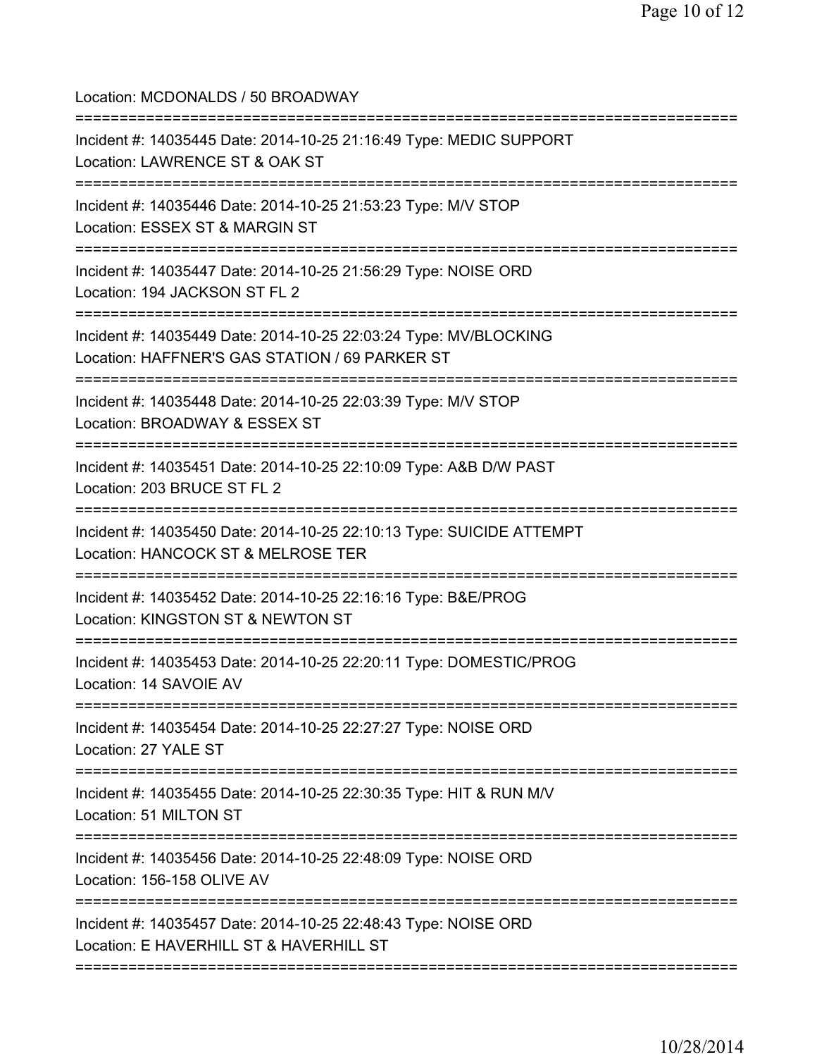Location: MCDONALDS / 50 BROADWAY

===========================================================================

Incident #: 14035445 Date: 2014-10-25 21:16:49 Type: MEDIC SUPPORT
Location: LAWRENCE ST & OAK ST

===========================================================================

Incident #: 14035446 Date: 2014-10-25 21:53:23 Type: M/V STOP
Location: ESSEX ST & MARGIN ST

===========================================================================

Incident #: 14035447 Date: 2014-10-25 21:56:29 Type: NOISE ORD
Location: 194 JACKSON ST FL 2

===========================================================================

Incident #: 14035449 Date: 2014-10-25 22:03:24 Type: MV/BLOCKING
Location: HAFFNER'S GAS STATION / 69 PARKER ST

===========================================================================

Incident #: 14035448 Date: 2014-10-25 22:03:39 Type: M/V STOP
Location: BROADWAY & ESSEX ST

===========================================================================

Incident #: 14035451 Date: 2014-10-25 22:10:09 Type: A&B D/W PAST
Location: 203 BRUCE ST FL 2

===========================================================================

Incident #: 14035450 Date: 2014-10-25 22:10:13 Type: SUICIDE ATTEMPT
Location: HANCOCK ST & MELROSE TER

===========================================================================

Incident #: 14035452 Date: 2014-10-25 22:16:16 Type: B&E/PROG
Location: KINGSTON ST & NEWTON ST

===========================================================================

Incident #: 14035453 Date: 2014-10-25 22:20:11 Type: DOMESTIC/PROG
Location: 14 SAVOIE AV

===========================================================================

Incident #: 14035454 Date: 2014-10-25 22:27:27 Type: NOISE ORD
Location: 27 YALE ST

===========================================================================

Incident #: 14035455 Date: 2014-10-25 22:30:35 Type: HIT & RUN M/V
Location: 51 MILTON ST

===========================================================================

Incident #: 14035456 Date: 2014-10-25 22:48:09 Type: NOISE ORD
Location: 156-158 OLIVE AV

===========================================================================

Incident #: 14035457 Date: 2014-10-25 22:48:43 Type: NOISE ORD
Location: E HAVERHILL ST & HAVERHILL ST

===========================================================================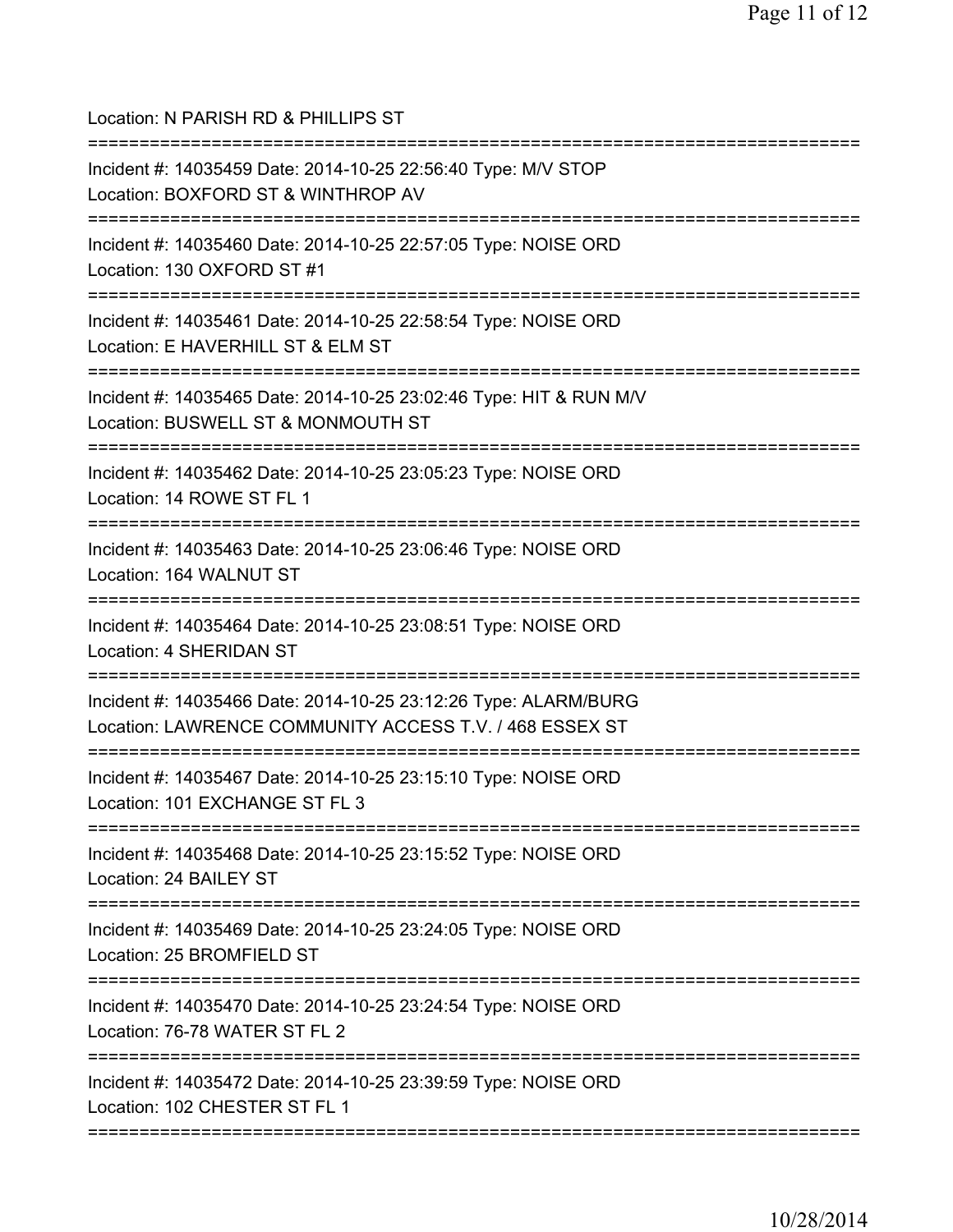Location: N PARISH RD & PHILLIPS ST

===========================================================================

Incident #: 14035459 Date: 2014-10-25 22:56:40 Type: M/V STOP
Location: BOXFORD ST & WINTHROP AV

===========================================================================

Incident #: 14035460 Date: 2014-10-25 22:57:05 Type: NOISE ORD
Location: 130 OXFORD ST #1

===========================================================================

Incident #: 14035461 Date: 2014-10-25 22:58:54 Type: NOISE ORD
Location: E HAVERHILL ST & ELM ST

===========================================================================

Incident #: 14035465 Date: 2014-10-25 23:02:46 Type: HIT & RUN M/V
Location: BUSWELL ST & MONMOUTH ST

===========================================================================

Incident #: 14035462 Date: 2014-10-25 23:05:23 Type: NOISE ORD
Location: 14 ROWE ST FL 1

===========================================================================

Incident #: 14035463 Date: 2014-10-25 23:06:46 Type: NOISE ORD
Location: 164 WALNUT ST

===========================================================================

Incident #: 14035464 Date: 2014-10-25 23:08:51 Type: NOISE ORD
Location: 4 SHERIDAN ST

===========================================================================

Incident #: 14035466 Date: 2014-10-25 23:12:26 Type: ALARM/BURG
Location: LAWRENCE COMMUNITY ACCESS T.V. / 468 ESSEX ST

===========================================================================

Incident #: 14035467 Date: 2014-10-25 23:15:10 Type: NOISE ORD
Location: 101 EXCHANGE ST FL 3

===========================================================================

Incident #: 14035468 Date: 2014-10-25 23:15:52 Type: NOISE ORD
Location: 24 BAILEY ST

===========================================================================

Incident #: 14035469 Date: 2014-10-25 23:24:05 Type: NOISE ORD
Location: 25 BROMFIELD ST

===========================================================================

Incident #: 14035470 Date: 2014-10-25 23:24:54 Type: NOISE ORD
Location: 76-78 WATER ST FL 2

===========================================================================

Incident #: 14035472 Date: 2014-10-25 23:39:59 Type: NOISE ORD
Location: 102 CHESTER ST FL 1

===========================================================================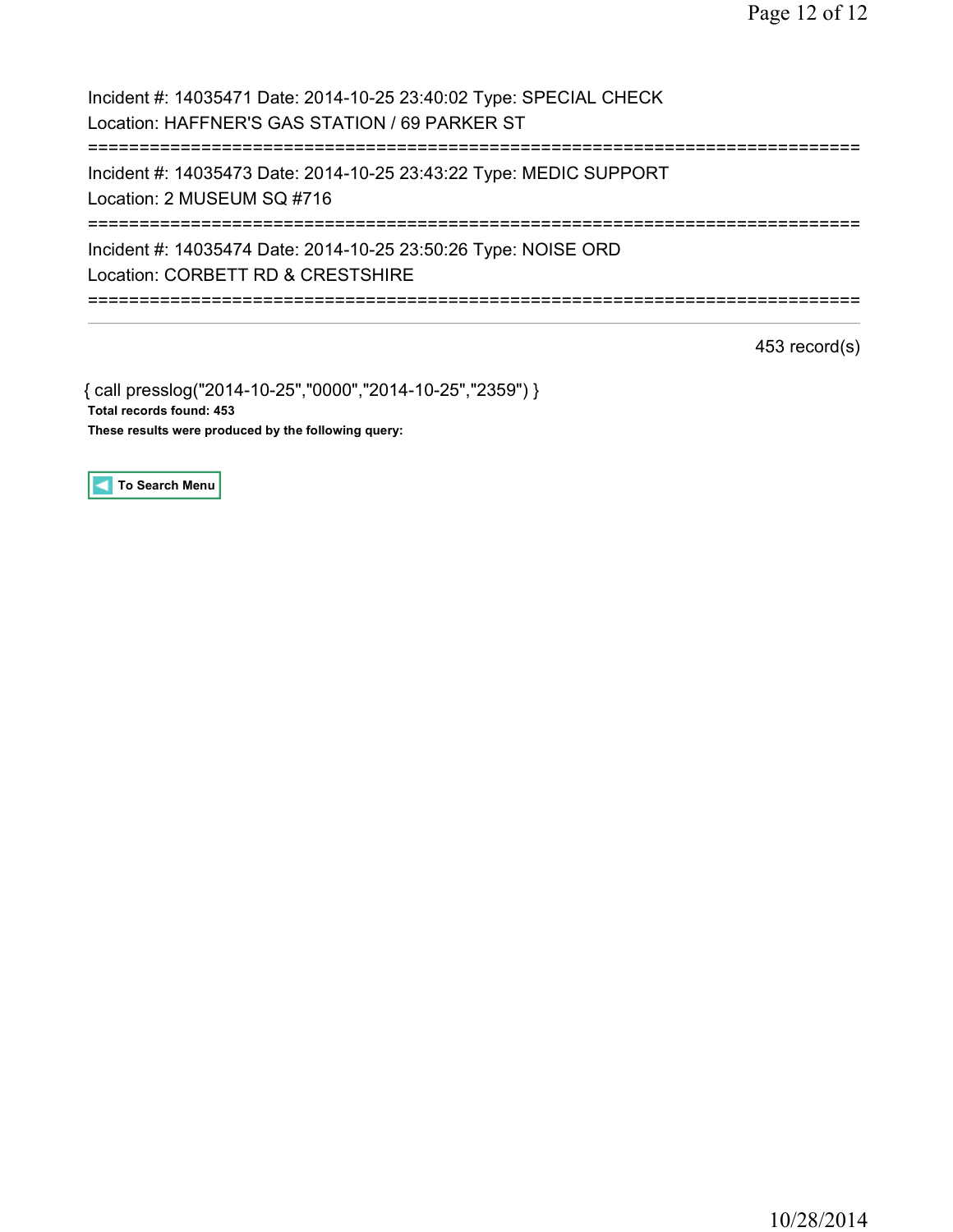Incident #: 14035471 Date: 2014-10-25 23:40:02 Type: SPECIAL CHECK
Location: HAFFNER'S GAS STATION / 69 PARKER ST

===========================================================================

Incident #: 14035473 Date: 2014-10-25 23:43:22 Type: MEDIC SUPPORT
Location: 2 MUSEUM SQ #716

===========================================================================

Incident #: 14035474 Date: 2014-10-25 23:50:26 Type: NOISE ORD
Location: CORBETT RD & CRESTSHIRE

===========================================================================

---

453 record(s)

{ call presslog("2014-10-25","0000","2014-10-25","2359") }

**Total records found: 453**

**These results were produced by the following query:**

**To Search Menu**